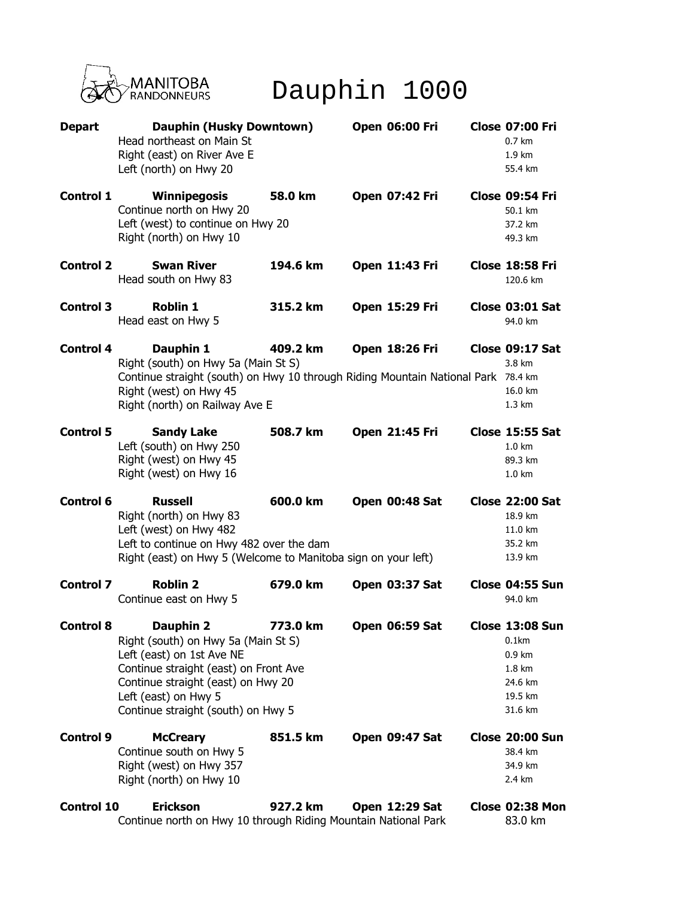MANITOBA RANDONNEURS

# Dauphin 1000

| | | | | |
|---|---|---|---|---|
| **Depart** | **Dauphin (Husky Downtown)** | | **Open 06:00 Fri** | **Close 07:00 Fri** |
| | Head northeast on Main St | | | 0.7 km |
| | Right (east) on River Ave E | | | 1.9 km |
| | Left (north) on Hwy 20 | | | 55.4 km |
| **Control 1** | **Winnipegosis** | **58.0 km** | **Open 07:42 Fri** | **Close 09:54 Fri** |
| | Continue north on Hwy 20 | | | 50.1 km |
| | Left (west) to continue on Hwy 20 | | | 37.2 km |
| | Right (north) on Hwy 10 | | | 49.3 km |
| **Control 2** | **Swan River** | **194.6 km** | **Open 11:43 Fri** | **Close 18:58 Fri** |
| | Head south on Hwy 83 | | | 120.6 km |
| **Control 3** | **Roblin 1** | **315.2 km** | **Open 15:29 Fri** | **Close 03:01 Sat** |
| | Head east on Hwy 5 | | | 94.0 km |
| **Control 4** | **Dauphin 1** | **409.2 km** | **Open 18:26 Fri** | **Close 09:17 Sat** |
| | Right (south) on Hwy 5a (Main St S) | | | 3.8 km |
| | Continue straight (south) on Hwy 10 through Riding Mountain National Park | | | 78.4 km |
| | Right (west) on Hwy 45 | | | 16.0 km |
| | Right (north) on Railway Ave E | | | 1.3 km |
| **Control 5** | **Sandy Lake** | **508.7 km** | **Open 21:45 Fri** | **Close 15:55 Sat** |
| | Left (south) on Hwy 250 | | | 1.0 km |
| | Right (west) on Hwy 45 | | | 89.3 km |
| | Right (west) on Hwy 16 | | | 1.0 km |
| **Control 6** | **Russell** | **600.0 km** | **Open 00:48 Sat** | **Close 22:00 Sat** |
| | Right (north) on Hwy 83 | | | 18.9 km |
| | Left (west) on Hwy 482 | | | 11.0 km |
| | Left to continue on Hwy 482 over the dam | | | 35.2 km |
| | Right (east) on Hwy 5 (Welcome to Manitoba sign on your left) | | | 13.9 km |
| **Control 7** | **Roblin 2** | **679.0 km** | **Open 03:37 Sat** | **Close 04:55 Sun** |
| | Continue east on Hwy 5 | | | 94.0 km |
| **Control 8** | **Dauphin 2** | **773.0 km** | **Open 06:59 Sat** | **Close 13:08 Sun** |
| | Right (south) on Hwy 5a (Main St S) | | | 0.1km |
| | Left (east) on 1st Ave NE | | | 0.9 km |
| | Continue straight (east) on Front Ave | | | 1.8 km |
| | Continue straight (east) on Hwy 20 | | | 24.6 km |
| | Left (east) on Hwy 5 | | | 19.5 km |
| | Continue straight (south) on Hwy 5 | | | 31.6 km |
| **Control 9** | **McCreary** | **851.5 km** | **Open 09:47 Sat** | **Close 20:00 Sun** |
| | Continue south on Hwy 5 | | | 38.4 km |
| | Right (west) on Hwy 357 | | | 34.9 km |
| | Right (north) on Hwy 10 | | | 2.4 km |
| **Control 10** | **Erickson** | **927.2 km** | **Open 12:29 Sat** | **Close 02:38 Mon** |
| | Continue north on Hwy 10 through Riding Mountain National Park | | | 83.0 km |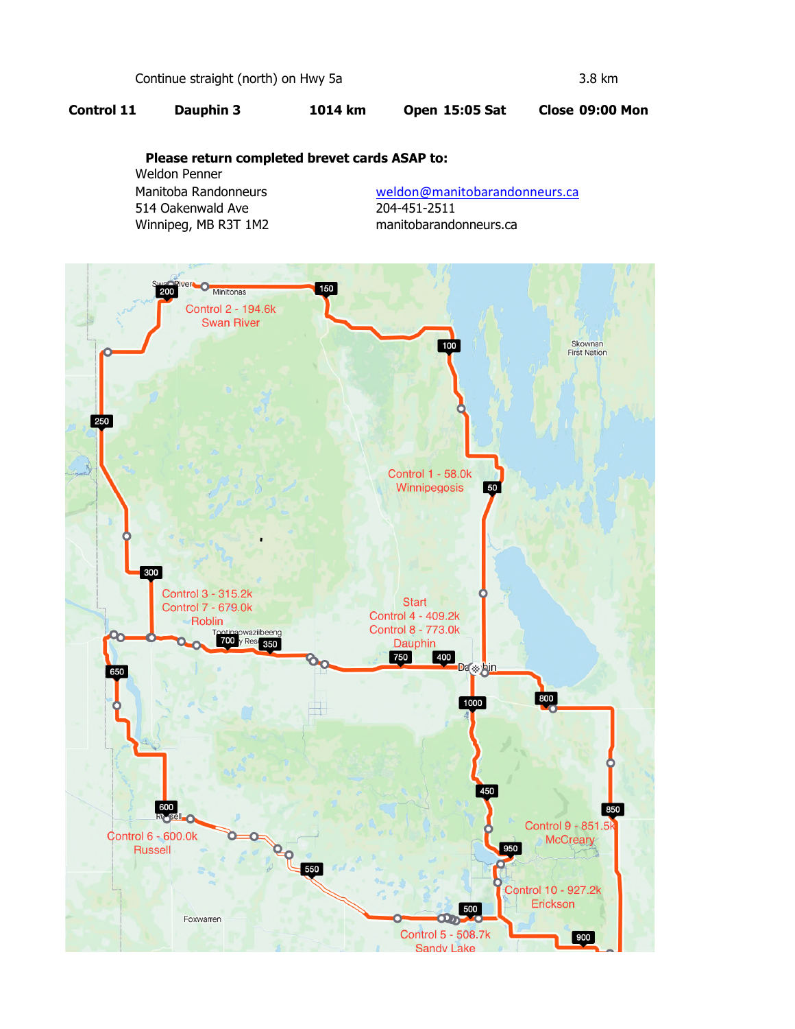| | Continue straight (north) on Hwy 5a | | | 3.8 km |
|---|---|---|---|---|

| **Control 11** | **Dauphin 3** | **1014 km** | **Open 15:05 Sat** | **Close 09:00 Mon** |
|---|---|---|---|---|

**Please return completed brevet cards ASAP to:**

Weldon Penner
Manitoba Randonneurs
514 Oakenwald Ave
Winnipeg, MB R3T 1M2

weldon@manitobarandonneurs.ca
204-451-2511
manitobarandonneurs.ca